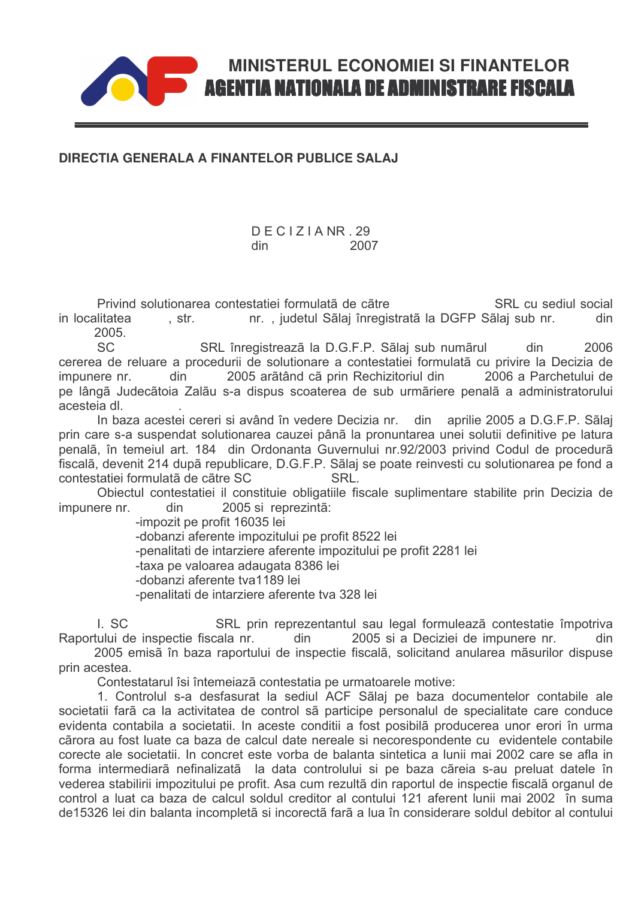# MINISTERUL ECONOMIEI SI FINANTELOR
## AGENTIA NATIONALA DE ADMINISTRARE FISCALA

**DIRECTIA GENERALA A FINANTELOR PUBLICE SALAJ**

D E C I Z I A NR . 29
din 2007

Privind solutionarea contestatiei formulată de către SRL cu sediul social in localitatea , str. nr. , judetul Sălaj înregistrată la DGFP Sălaj sub nr. din 2005.

SC SRL înregistrează la D.G.F.P. Sălaj sub numărul din 2006 cererea de reluare a procedurii de solutionare a contestatiei formulată cu privire la Decizia de impunere nr. din 2005 arătând că prin Rechizitoriul din 2006 a Parchetului de pe lângă Judecătoia Zalău s-a dispus scoaterea de sub urmărire penală a administratorului acesteia dl. .

In baza acestei cereri si având în vedere Decizia nr. din aprilie 2005 a D.G.F.P. Sălaj prin care s-a suspendat solutionarea cauzei până la pronuntarea unei solutii definitive pe latura penală, în temeiul art. 184 din Ordonanta Guvernului nr.92/2003 privind Codul de procedură fiscală, devenit 214 după republicare, D.G.F.P. Sălaj se poate reinvesti cu solutionarea pe fond a contestatiei formulată de către SC SRL.

Obiectul contestatiei il constituie obligatiile fiscale suplimentare stabilite prin Decizia de impunere nr. din 2005 si reprezintă:

-impozit pe profit 16035 lei
-dobanzi aferente impozitului pe profit 8522 lei
-penalitati de intarziere aferente impozitului pe profit 2281 lei
-taxa pe valoarea adaugata 8386 lei
-dobanzi aferente tva1189 lei
-penalitati de intarziere aferente tva 328 lei

I. SC SRL prin reprezentantul sau legal formulează contestatie împotriva Raportului de inspectie fiscală nr. din 2005 si a Deciziei de impunere nr. din 2005 emisă în baza raportului de inspectie fiscală, solicitand anularea măsurilor dispuse prin acestea.

Contestatarul îsi întemeiază contestatia pe urmatoarele motive:

1. Controlul s-a desfasurat la sediul ACF Sălaj pe baza documentelor contabile ale societatii fară ca la activitatea de control să participe personalul de specialitate care conduce evidenta contabila a societatii. In aceste conditii a fost posibilă producerea unor erori în urma cărora au fost luate ca baza de calcul date nereale si necorespondente cu evidentele contabile corecte ale societatii. In concret este vorba de balanta sintetica a lunii mai 2002 care se afla in forma intermediară nefinalizată la data controlului si pe baza căreia s-au preluat datele în vederea stabilirii impozitului pe profit. Asa cum rezultă din raportul de inspectie fiscală organul de control a luat ca baza de calcul soldul creditor al contului 121 aferent lunii mai 2002 în suma de15326 lei din balanta incompletă si incorectă fară a lua în considerare soldul debitor al contului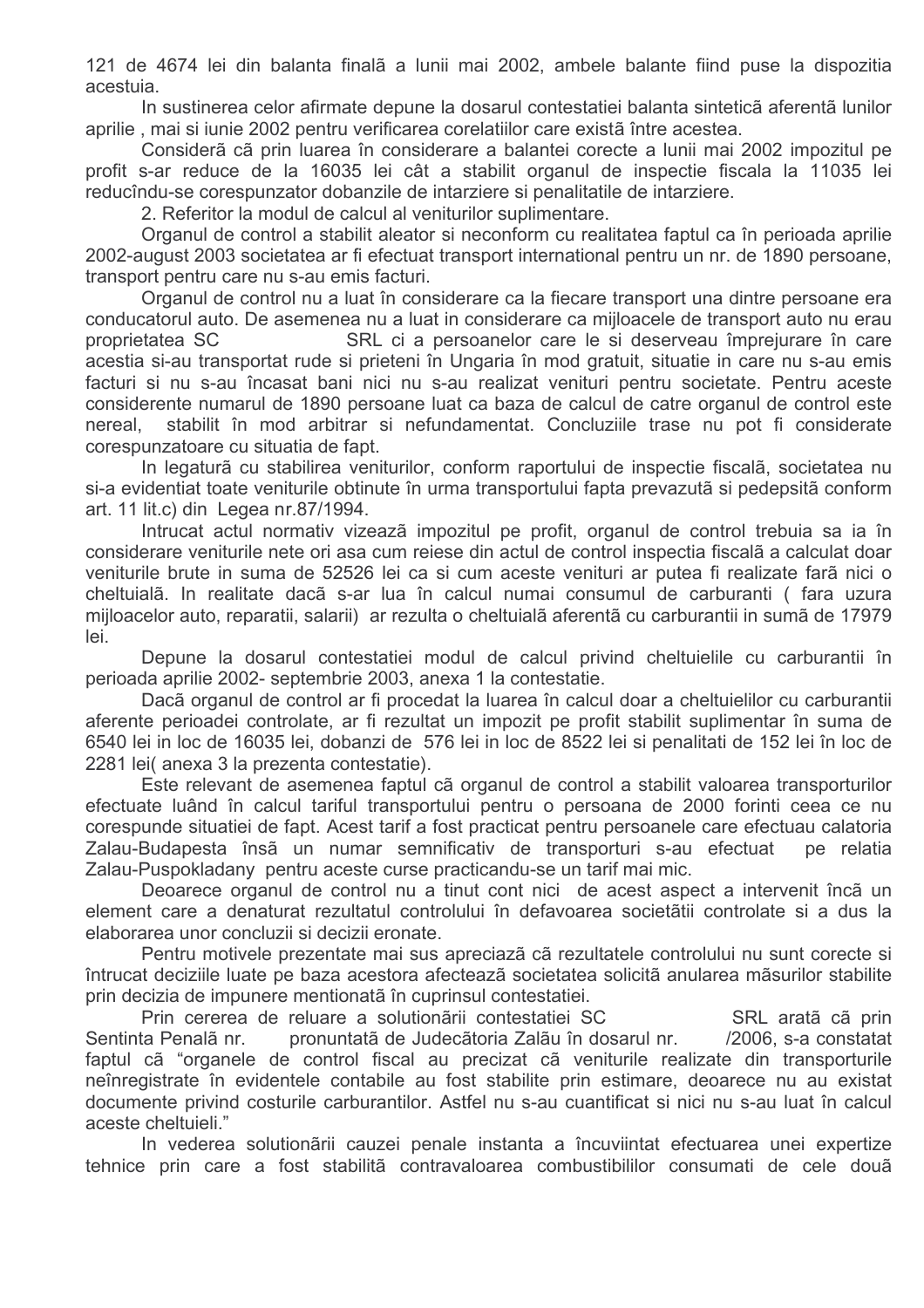121 de 4674 lei din balanta finalã a lunii mai 2002, ambele balante fiind puse la dispozitia acestuia.

In sustinerea celor afirmate depune la dosarul contestatiei balanta sinteticã aferentã lunilor aprilie , mai si iunie 2002 pentru verificarea corelatiilor care existã între acestea.

Considerã cã prin luarea în considerare a balantei corecte a lunii mai 2002 impozitul pe profit s-ar reduce de la 16035 lei cât a stabilit organul de inspectie fiscala la 11035 lei reducîndu-se corespunzator dobanzile de intarziere si penalitatile de intarziere.

2. Referitor la modul de calcul al veniturilor suplimentare.

Organul de control a stabilit aleator si neconform cu realitatea faptul ca în perioada aprilie 2002-august 2003 societatea ar fi efectuat transport international pentru un nr. de 1890 persoane, transport pentru care nu s-au emis facturi.

Organul de control nu a luat în considerare ca la fiecare transport una dintre persoane era conducatorul auto. De asemenea nu a luat in considerare ca mijloacele de transport auto nu erau proprietatea SC SRL ci a persoanelor care le si deserveau împrejurare în care acestia si-au transportat rude si prieteni în Ungaria în mod gratuit, situatie in care nu s-au emis facturi si nu s-au încasat bani nici nu s-au realizat venituri pentru societate. Pentru aceste considerente numarul de 1890 persoane luat ca baza de calcul de catre organul de control este nereal, stabilit în mod arbitrar si nefundamentat. Concluziile trase nu pot fi considerate corespunzatoare cu situatia de fapt.

In legaturã cu stabilirea veniturilor, conform raportului de inspectie fiscalã, societatea nu si-a evidentiat toate veniturile obtinute în urma transportului fapta prevazutã si pedepsitã conform art. 11 lit.c) din Legea nr.87/1994.

Intrucat actul normativ vizeazã impozitul pe profit, organul de control trebuia sa ia în considerare veniturile nete ori asa cum reiese din actul de control inspectia fiscalã a calculat doar veniturile brute in suma de 52526 lei ca si cum aceste venituri ar putea fi realizate farã nici o cheltuialã. In realitate dacã s-ar lua în calcul numai consumul de carburanti ( fara uzura mijloacelor auto, reparatii, salarii) ar rezulta o cheltuialã aferentã cu carburantii in sumã de 17979 lei.

Depune la dosarul contestatiei modul de calcul privind cheltuielile cu carburantii în perioada aprilie 2002- septembrie 2003, anexa 1 la contestatie.

Dacã organul de control ar fi procedat la luarea în calcul doar a cheltuielilor cu carburantii aferente perioadei controlate, ar fi rezultat un impozit pe profit stabilit suplimentar în suma de 6540 lei in loc de 16035 lei, dobanzi de 576 lei in loc de 8522 lei si penalitati de 152 lei în loc de 2281 lei( anexa 3 la prezenta contestatie).

Este relevant de asemenea faptul cã organul de control a stabilit valoarea transporturilor efectuate luând în calcul tariful transportului pentru o persoana de 2000 forinti ceea ce nu corespunde situatiei de fapt. Acest tarif a fost practicat pentru persoanele care efectuau calatoria Zalau-Budapesta însã un numar semnificativ de transporturi s-au efectuat pe relatia Zalau-Puspokladany pentru aceste curse practicandu-se un tarif mai mic.

Deoarece organul de control nu a tinut cont nici de acest aspect a intervenit încã un element care a denaturat rezultatul controlului în defavoarea societãtii controlate si a dus la elaborarea unor concluzii si decizii eronate.

Pentru motivele prezentate mai sus apreciazã cã rezultatele controlului nu sunt corecte si întrucat deciziile luate pe baza acestora afecteazã societatea solicitã anularea mãsurilor stabilite prin decizia de impunere mentionatã în cuprinsul contestatiei.

Prin cererea de reluare a solutionãrii contestatiei SC SRL aratã cã prin Sentinta Penalã nr. pronuntatã de Judecãtoria Zalãu în dosarul nr. /2006, s-a constatat faptul cã "organele de control fiscal au precizat cã veniturile realizate din transporturile neînregistrate în evidentele contabile au fost stabilite prin estimare, deoarece nu au existat documente privind costurile carburantilor. Astfel nu s-au cuantificat si nici nu s-au luat în calcul aceste cheltuieli."

In vederea solutionãrii cauzei penale instanta a încuviintat efectuarea unei expertize tehnice prin care a fost stabilitã contravaloarea combustibililor consumati de cele douã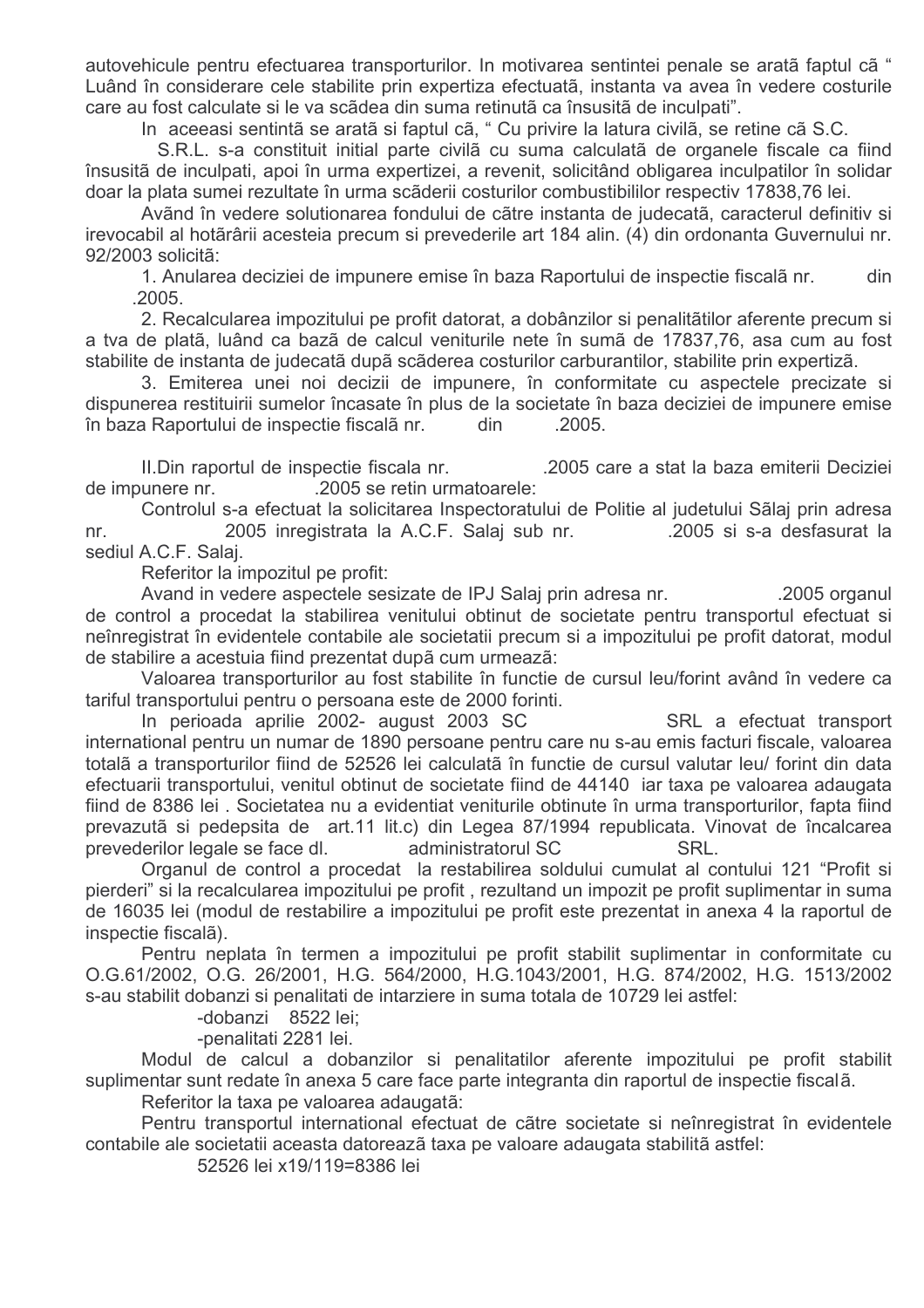autovehicule pentru efectuarea transporturilor. In motivarea sentintei penale se arată faptul că " Luând în considerare cele stabilite prin expertiza efectuată, instanta va avea în vedere costurile care au fost calculate si le va scădea din suma retinută ca însusită de inculpati".

In aceeasi sentinţă se arată si faptul că, " Cu privire la latura civilă, se retine că S.C. S.R.L. s-a constituit initial parte civilă cu suma calculată de organele fiscale ca fiind însusită de inculpati, apoi în urma expertizei, a revenit, solicitând obligarea inculpatilor în solidar doar la plata sumei rezultate în urma scăderii costurilor combustibililor respectiv 17838,76 lei.

Având în vedere solutionarea fondului de către instanta de judecată, caracterul definitiv si irevocabil al hotărârii acesteia precum si prevederile art 184 alin. (4) din ordonanta Guvernului nr. 92/2003 solicită:

1. Anularea deciziei de impunere emise în baza Raportului de inspectie fiscală nr. din .2005.

2. Recalcularea impozitului pe profit datorat, a dobânzilor si penalitătilor aferente precum si a tva de plată, luând ca bază de calcul veniturile nete în sumă de 17837,76, asa cum au fost stabilite de instanta de judecată după scăderea costurilor carburantilor, stabilite prin expertiză.

3. Emiterea unei noi decizii de impunere, în conformitate cu aspectele precizate si dispunerea restituirii sumelor încasate în plus de la societate în baza deciziei de impunere emise în baza Raportului de inspectie fiscală nr. din .2005.

II.Din raportul de inspectie fiscala nr. .2005 care a stat la baza emiterii Deciziei de impunere nr. .2005 se retin urmatoarele:

Controlul s-a efectuat la solicitarea Inspectoratului de Politie al judetului Sălaj prin adresa nr. 2005 inregistrata la A.C.F. Salaj sub nr. .2005 si s-a desfasurat la sediul A.C.F. Salaj.

Referitor la impozitul pe profit:

Avand in vedere aspectele sesizate de IPJ Salaj prin adresa nr. .2005 organul de control a procedat la stabilirea venitului obtinut de societate pentru transportul efectuat si neînregistrat în evidentele contabile ale societatii precum si a impozitului pe profit datorat, modul de stabilire a acestuia fiind prezentat după cum urmează:

Valoarea transporturilor au fost stabilite în functie de cursul leu/forint având în vedere ca tariful transportului pentru o persoana este de 2000 forinti.

In perioada aprilie 2002- august 2003 SC SRL a efectuat transport international pentru un numar de 1890 persoane pentru care nu s-au emis facturi fiscale, valoarea totală a transporturilor fiind de 52526 lei calculată în functie de cursul valutar leu/ forint din data efectuarii transportului, venitul obtinut de societate fiind de 44140 iar taxa pe valoarea adaugata fiind de 8386 lei . Societatea nu a evidentiat veniturile obtinute în urma transporturilor, fapta fiind prevazută si pedepsita de art.11 lit.c) din Legea 87/1994 republicata. Vinovat de încalcarea prevederilor legale se face dl. administratorul SC SRL.

Organul de control a procedat la restabilirea soldului cumulat al contului 121 "Profit si pierderi" si la recalcularea impozitului pe profit , rezultand un impozit pe profit suplimentar in suma de 16035 lei (modul de restabilire a impozitului pe profit este prezentat in anexa 4 la raportul de inspectie fiscală).

Pentru neplata în termen a impozitului pe profit stabilit suplimentar in conformitate cu O.G.61/2002, O.G. 26/2001, H.G. 564/2000, H.G.1043/2001, H.G. 874/2002, H.G. 1513/2002 s-au stabilit dobanzi si penalitati de intarziere in suma totala de 10729 lei astfel:

-dobanzi 8522 lei;

-penalitati 2281 lei.

Modul de calcul a dobanzilor si penalitatilor aferente impozitului pe profit stabilit suplimentar sunt redate în anexa 5 care face parte integranta din raportul de inspectie fiscală.

Referitor la taxa pe valoarea adaugată:

Pentru transportul international efectuat de către societate si neînregistrat în evidentele contabile ale societatii aceasta datorează taxa pe valoare adaugata stabilită astfel:

52526 lei x19/119=8386 lei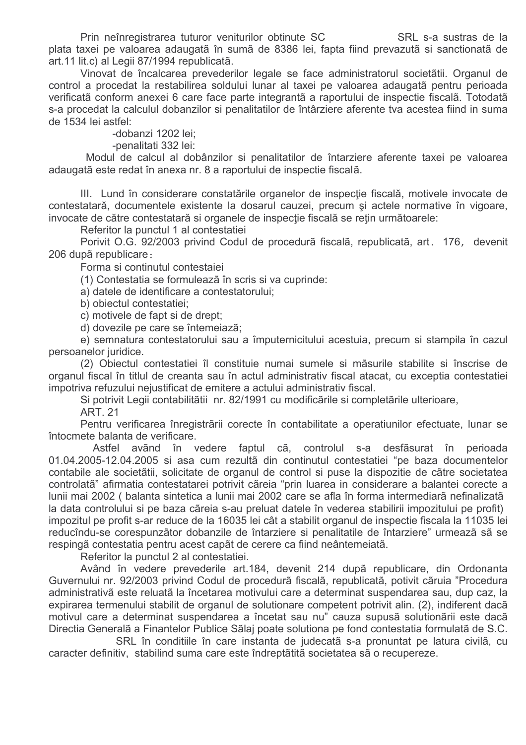Prin neînregistrarea tuturor veniturilor obtinute SC                    SRL s-a sustras de la plata taxei pe valoarea adaugatã în sumã de 8386 lei, fapta fiind prevazutã si sanctionatã de art.11 lit.c) al Legii 87/1994 republicatã.

Vinovat de încalcarea prevederilor legale se face administratorul societãtii. Organul de control a procedat la restabilirea soldului lunar al taxei pe valoarea adaugatã pentru perioada verificatã conform anexei 6 care face parte integrantã a raportului de inspectie fiscalã. Totodatã s-a procedat la calculul dobanzilor si penalitatilor de întârziere aferente tva acestea fiind in suma de 1534 lei astfel:

-dobanzi 1202 lei;

-penalitati 332 lei:

Modul de calcul al dobânzilor si penalitatilor de întarziere aferente taxei pe valoarea adaugatã este redat în anexa nr. 8 a raportului de inspectie fiscalã.

III. Lund în considerare constatãrile organelor de inspecţie fiscalã, motivele invocate de contestatarã, documentele existente la dosarul cauzei, precum şi actele normative în vigoare, invocate de cãtre contestatarã si organele de inspecţie fiscalã se reţin urmãtoarele:

Referitor la punctul 1 al contestatiei

Porivit O.G. 92/2003 privind Codul de procedurã fiscalã, republicatã, art. 176, devenit 206 dupã republicare:

Forma si continutul contestaiei

(1) Contestatia se formuleazã în scris si va cuprinde:

a) datele de identificare a contestatorului;

b) obiectul contestatiei;

c) motivele de fapt si de drept;

d) dovezile pe care se întemeiazã;

e) semnatura contestatorului sau a împuternicitului acestuia, precum si stampila în cazul persoanelor juridice.

(2) Obiectul contestatiei îl constituie numai sumele si mãsurile stabilite si înscrise de organul fiscal în titlul de creanta sau în actul administrativ fiscal atacat, cu exceptia contestatiei impotriva refuzului nejustificat de emitere a actului administrativ fiscal.

Si potrivit Legii contabilitãtii nr. 82/1991 cu modificãrile si completãrile ulterioare,

ART. 21

Pentru verificarea înregistrãrii corecte în contabilitate a operatiunilor efectuate, lunar se întocmete balanta de verificare.

Astfel având în vedere faptul cã, controlul s-a desfãsurat în perioada 01.04.2005-12.04.2005 si asa cum rezultã din continutul contestatiei "pe baza documentelor contabile ale societãtii, solicitate de organul de control si puse la dispozitie de cãtre societatea controlatã" afirmatia contestatarei potrivit cãreia "prin luarea in considerare a balantei corecte a lunii mai 2002 ( balanta sintetica a lunii mai 2002 care se afla în forma intermediarã nefinalizatã la data controlului si pe baza cãreia s-au preluat datele în vederea stabilirii impozitului pe profit) impozitul pe profit s-ar reduce de la 16035 lei cât a stabilit organul de inspectie fiscala la 11035 lei reducîndu-se corespunzãtor dobanzile de întarziere si penalitatile de întarziere" urmeazã sã se respingã contestatia pentru acest capãt de cerere ca fiind neântemeiatã.

Referitor la punctul 2 al contestatiei.

Având în vedere prevederile art.184, devenit 214 dupã republicare, din Ordonanta Guvernului nr. 92/2003 privind Codul de procedurã fiscalã, republicatã, potivit cãruia "Procedura administrativã este reluatã la încetarea motivului care a determinat suspendarea sau, dup caz, la expirarea termenului stabilit de organul de solutionare competent potrivit alin. (2), indiferent dacã motivul care a determinat suspendarea a încetat sau nu" cauza supusã solutionãrii este dacã Directia Generalã a Finantelor Publice Sãlaj poate solutiona pe fond contestatia formulatã de S.C.                    SRL în conditiile în care instanta de judecatã s-a pronuntat pe latura civilã, cu caracter definitiv, stabilind suma care este îndreptãtitã societatea sã o recupereze.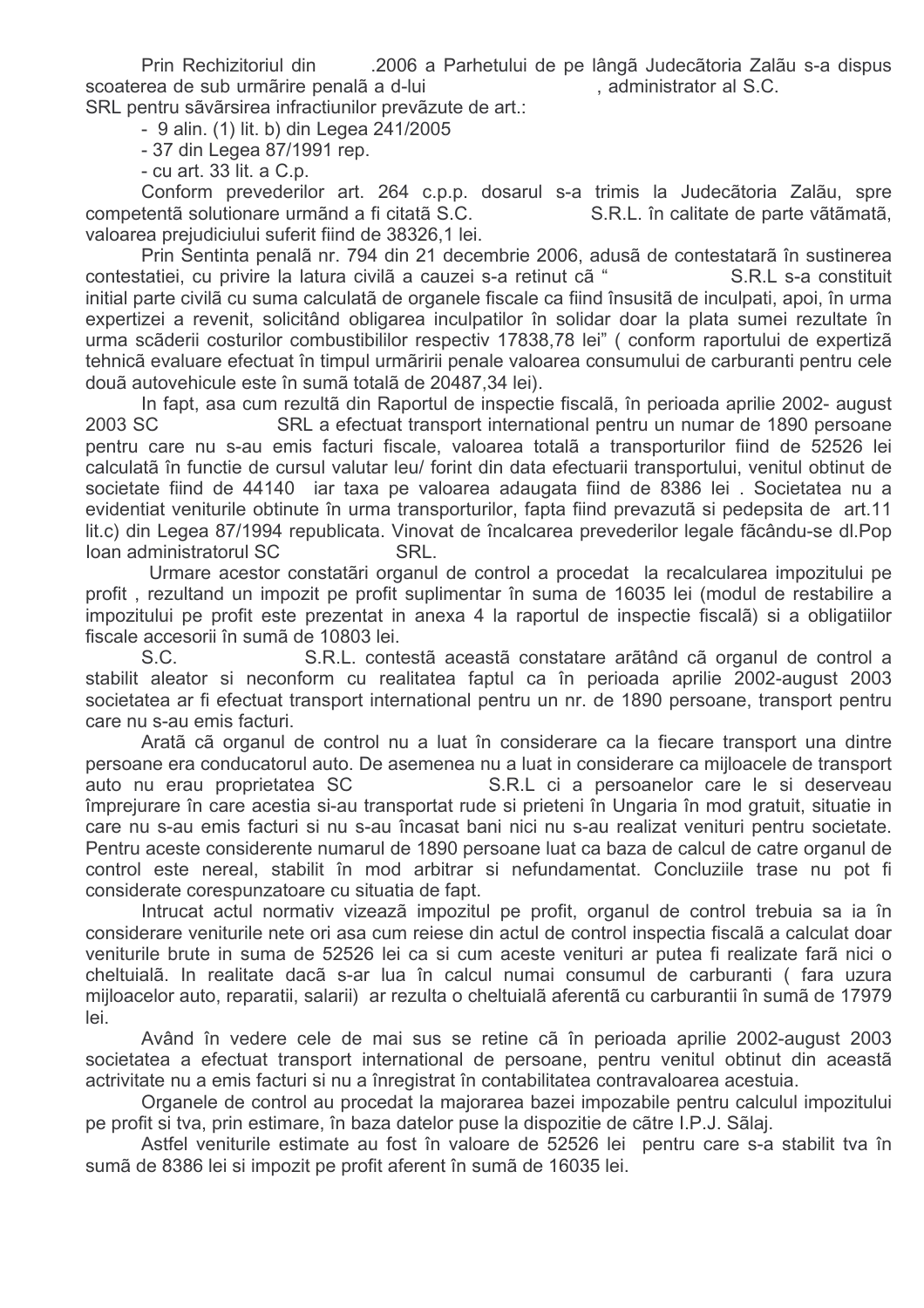Prin Rechizitoriul din .2006 a Parhetului de pe lângă Judecătoria Zalău s-a dispus scoaterea de sub urmărire penală a d-lui , administrator al S.C. SRL pentru săvârsirea infractiunilor prevăzute de art.:

- 9 alin. (1) lit. b) din Legea 241/2005
- 37 din Legea 87/1991 rep.
- cu art. 33 lit. a C.p.

Conform prevederilor art. 264 c.p.p. dosarul s-a trimis la Judecătoria Zalău, spre competentă solutionare urmănd a fi citată S.C. S.R.L. în calitate de parte vătămată, valoarea prejudiciului suferit fiind de 38326,1 lei.

Prin Sentinta penală nr. 794 din 21 decembrie 2006, adusă de contestatară în sustinerea contestatiei, cu privire la latura civilă a cauzei s-a retinut că " S.R.L s-a constituit initial parte civilă cu suma calculată de organele fiscale ca fiind însusită de inculpati, apoi, în urma expertizei a revenit, solicitând obligarea inculpatilor în solidar doar la plata sumei rezultate în urma scăderii costurilor combustibililor respectiv 17838,78 lei" ( conform raportului de expertiză tehnică evaluare efectuat în timpul urmăririi penale valoarea consumului de carburanti pentru cele două autovehicule este în sumă totală de 20487,34 lei).

In fapt, asa cum rezultă din Raportul de inspectie fiscală, în perioada aprilie 2002- august 2003 SC SRL a efectuat transport international pentru un numar de 1890 persoane pentru care nu s-au emis facturi fiscale, valoarea totală a transporturilor fiind de 52526 lei calculată în functie de cursul valutar leu/ forint din data efectuarii transportului, venitul obtinut de societate fiind de 44140 iar taxa pe valoarea adaugata fiind de 8386 lei . Societatea nu a evidentiat veniturile obtinute în urma transporturilor, fapta fiind prevazută si pedepsita de art.11 lit.c) din Legea 87/1994 republicata. Vinovat de încalcarea prevederilor legale făcându-se dl.Pop Ioan administratorul SC SRL.

Urmare acestor constatări organul de control a procedat la recalcularea impozitului pe profit , rezultand un impozit pe profit suplimentar în suma de 16035 lei (modul de restabilire a impozitului pe profit este prezentat in anexa 4 la raportul de inspectie fiscală) si a obligatiilor fiscale accesorii în sumă de 10803 lei.

S.C. S.R.L. contestă această constatare arătând că organul de control a stabilit aleator si neconform cu realitatea faptul ca în perioada aprilie 2002-august 2003 societatea ar fi efectuat transport international pentru un nr. de 1890 persoane, transport pentru care nu s-au emis facturi.

Arată că organul de control nu a luat în considerare ca la fiecare transport una dintre persoane era conducatorul auto. De asemenea nu a luat în considerare ca mijloacele de transport auto nu erau proprietatea SC S.R.L ci a persoanelor care le si deserveau împrejurare în care acestia si-au transportat rude si prieteni în Ungaria în mod gratuit, situatie in care nu s-au emis facturi si nu s-au încasat bani nici nu s-au realizat venituri pentru societate. Pentru aceste considerente numarul de 1890 persoane luat ca baza de calcul de catre organul de control este nereal, stabilit în mod arbitrar si nefundamentat. Concluziile trase nu pot fi considerate corespunzatoare cu situatia de fapt.

Intrucat actul normativ vizează impozitul pe profit, organul de control trebuia sa ia în considerare veniturile nete ori asa cum reiese din actul de control inspectia fiscală a calculat doar veniturile brute in suma de 52526 lei ca si cum aceste venituri ar putea fi realizate fară nici o cheltuială. In realitate dacă s-ar lua în calcul numai consumul de carburanti ( fara uzura mijloacelor auto, reparatii, salarii) ar rezulta o cheltuială aferentă cu carburantii în sumă de 17979 lei.

Având în vedere cele de mai sus se retine că în perioada aprilie 2002-august 2003 societatea a efectuat transport international de persoane, pentru venitul obtinut din această actrivitate nu a emis facturi si nu a înregistrat în contabilitatea contravaloarea acestuia.

Organele de control au procedat la majorarea bazei impozabile pentru calculul impozitului pe profit si tva, prin estimare, în baza datelor puse la dispozitie de către I.P.J. Sălaj.

Astfel veniturile estimate au fost în valoare de 52526 lei pentru care s-a stabilit tva în sumă de 8386 lei si impozit pe profit aferent în sumă de 16035 lei.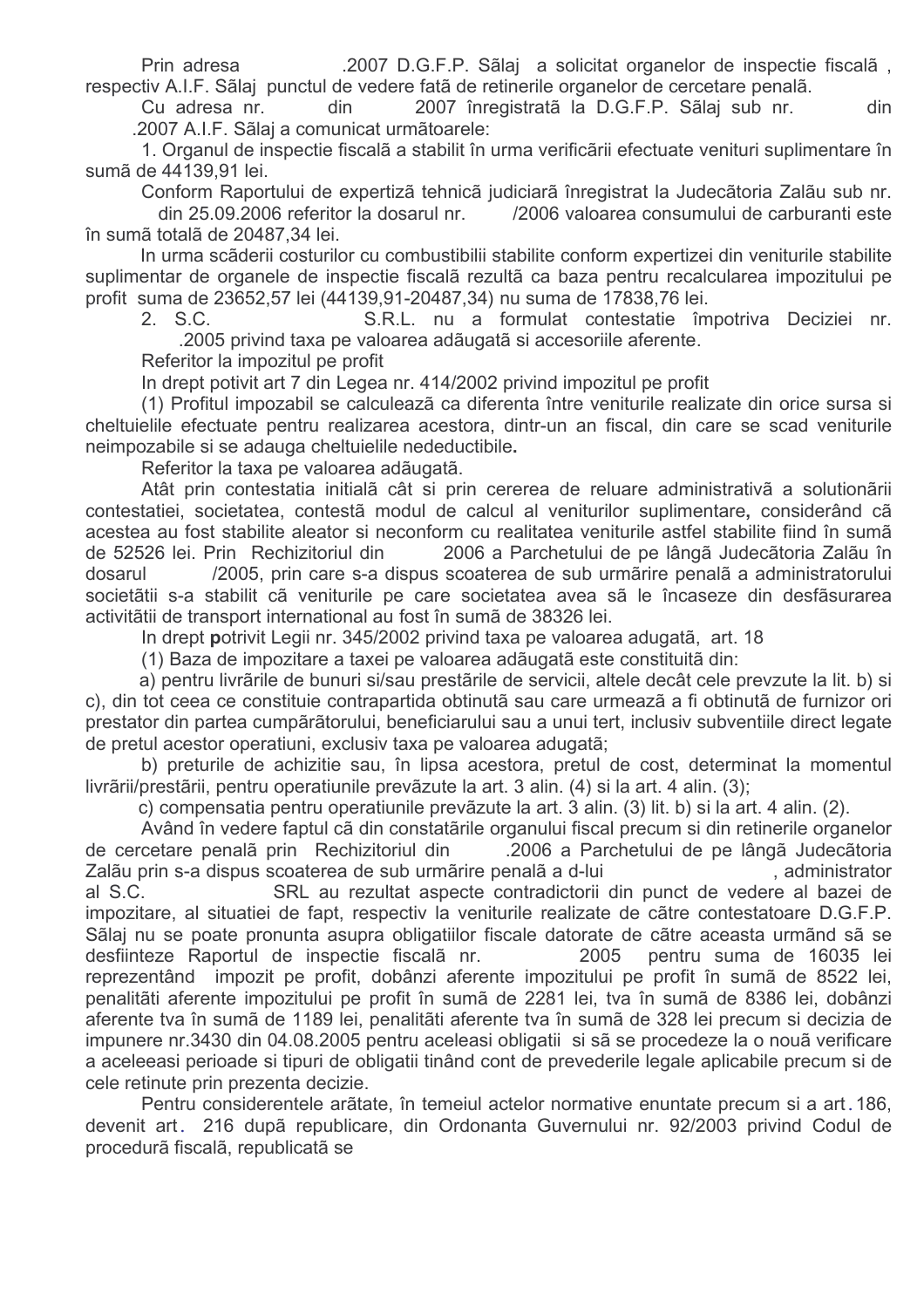Prin adresa .2007 D.G.F.P. Sălaj a solicitat organelor de inspectie fiscală , respectiv A.I.F. Sălaj punctul de vedere fată de retinerile organelor de cercetare penală.

Cu adresa nr. din 2007 înregistrată la D.G.F.P. Sălaj sub nr. din .2007 A.I.F. Sălaj a comunicat următoarele:

1. Organul de inspectie fiscală a stabilit în urma verificării efectuate venituri suplimentare în sumă de 44139,91 lei.

Conform Raportului de expertiză tehnică judiciară înregistrat la Judecătoria Zalău sub nr. din 25.09.2006 referitor la dosarul nr. /2006 valoarea consumului de carburanti este în sumă totală de 20487,34 lei.

In urma scăderii costurilor cu combustibilii stabilite conform expertizei din veniturile stabilite suplimentar de organele de inspectie fiscală rezultă ca baza pentru recalcularea impozitului pe profit suma de 23652,57 lei (44139,91-20487,34) nu suma de 17838,76 lei.

2. S.C. S.R.L. nu a formulat contestatie împotriva Deciziei nr. .2005 privind taxa pe valoarea adăugată si accesoriile aferente.

Referitor la impozitul pe profit

In drept potivit art 7 din Legea nr. 414/2002 privind impozitul pe profit

(1) Profitul impozabil se calculează ca diferenta între veniturile realizate din orice sursa si cheltuielile efectuate pentru realizarea acestora, dintr-un an fiscal, din care se scad veniturile neimpozabile si se adauga cheltuielile nedeductibile**.**

Referitor la taxa pe valoarea adăugată.

Atât prin contestatia initială cât si prin cererea de reluare administrativă a solutionării contestatiei, societatea, contestă modul de calcul al veniturilor suplimentare**,** considerând că acestea au fost stabilite aleator si neconform cu realitatea veniturile astfel stabilite fiind în sumă de 52526 lei. Prin Rechizitoriul din 2006 a Parchetului de pe lângă Judecătoria Zalău în dosarul /2005, prin care s-a dispus scoaterea de sub urmărire penală a administratorului societătii s-a stabilit că veniturile pe care societatea avea să le încaseze din desfăsurarea activitătii de transport international au fost în sumă de 38326 lei.

In drept **p**otrivit Legii nr. 345/2002 privind taxa pe valoarea adugată, art. 18

(1) Baza de impozitare a taxei pe valoarea adăugată este constituită din:

a) pentru livrările de bunuri si/sau prestările de servicii, altele decât cele prevzute la lit. b) si c), din tot ceea ce constituie contrapartida obtinută sau care urmează a fi obtinută de furnizor ori prestator din partea cumpărătorului, beneficiarului sau a unui tert, inclusiv subventiile direct legate de pretul acestor operatiuni, exclusiv taxa pe valoarea adugată;

b) preturile de achizitie sau, în lipsa acestora, pretul de cost, determinat la momentul livrării/prestării, pentru operatiunile prevăzute la art. 3 alin. (4) si la art. 4 alin. (3);

c) compensatia pentru operatiunile prevăzute la art. 3 alin. (3) lit. b) si la art. 4 alin. (2).

Având în vedere faptul că din constatările organului fiscal precum si din retinerile organelor de cercetare penală prin Rechizitoriul din .2006 a Parchetului de pe lângă Judecătoria Zalău prin s-a dispus scoaterea de sub urmărire penală a d-lui , administrator al S.C. SRL au rezultat aspecte contradictorii din punct de vedere al bazei de impozitare, al situatiei de fapt, respectiv la veniturile realizate de către contestatoare D.G.F.P. Sălaj nu se poate pronunta asupra obligatiilor fiscale datorate de către aceasta urmând să se desfiinteze Raportul de inspectie fiscală nr. 2005 pentru suma de 16035 lei reprezentând impozit pe profit, dobânzi aferente impozitului pe profit în sumă de 8522 lei, penalităti aferente impozitului pe profit în sumă de 2281 lei, tva în sumă de 8386 lei, dobânzi aferente tva în sumă de 1189 lei, penalităti aferente tva în sumă de 328 lei precum si decizia de impunere nr.3430 din 04.08.2005 pentru aceleasi obligatii si să se procedeze la o nouă verificare a aceleeasi perioade si tipuri de obligatii tinând cont de prevederile legale aplicabile precum si de cele retinute prin prezenta decizie.

Pentru considerentele arătate, în temeiul actelor normative enuntate precum si a art. 186, devenit art. 216 după republicare, din Ordonanta Guvernului nr. 92/2003 privind Codul de procedură fiscală, republicată se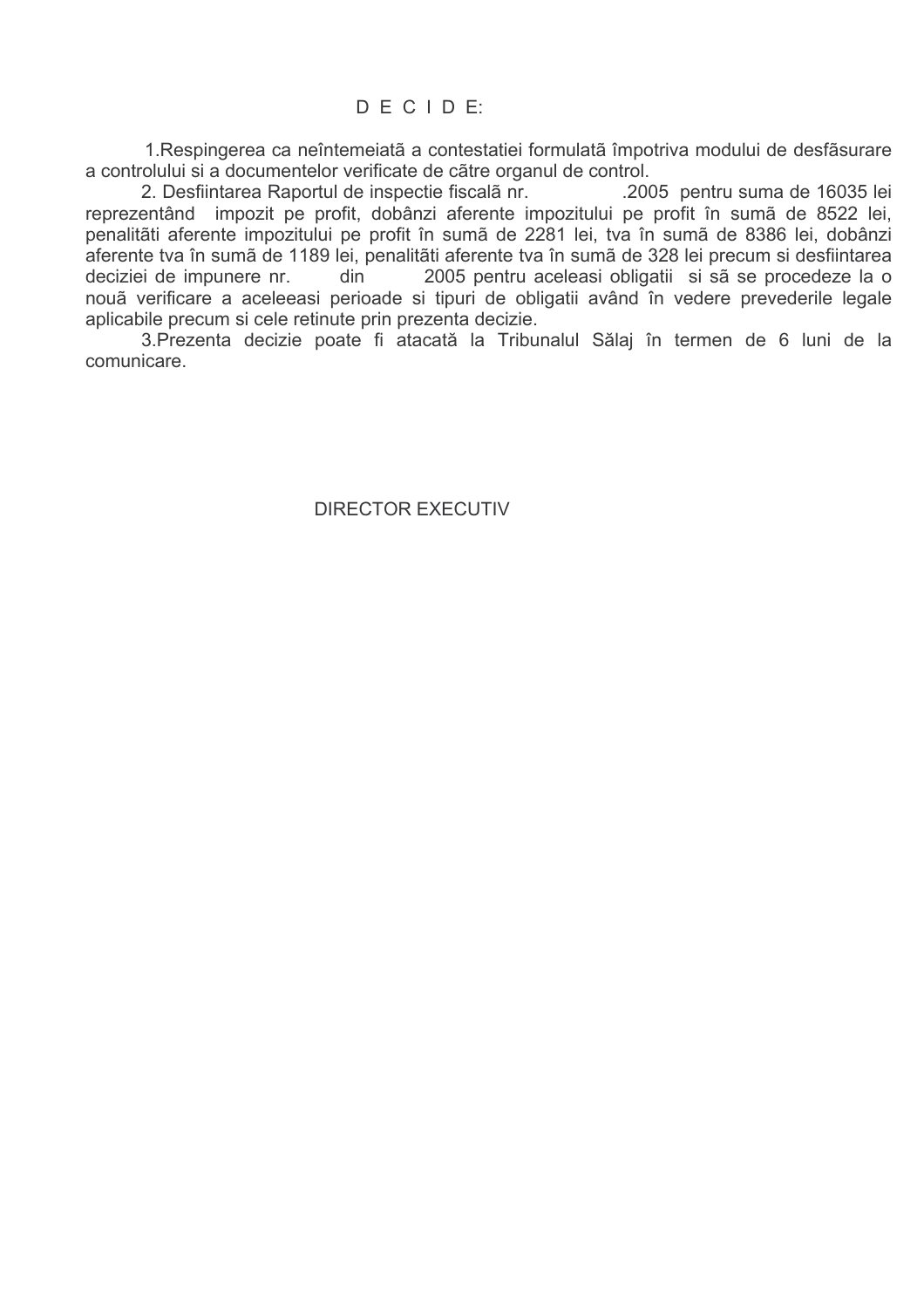D E C I D E:

1.Respingerea ca neîntemeiatã a contestatiei formulatã împotriva modului de desfãsurare a controlului si a documentelor verificate de cãtre organul de control.

2. Desfiintarea Raportul de inspectie fiscalã nr. .2005 pentru suma de 16035 lei reprezentând impozit pe profit, dobânzi aferente impozitului pe profit în sumã de 8522 lei, penalitãti aferente impozitului pe profit în sumã de 2281 lei, tva în sumã de 8386 lei, dobânzi aferente tva în sumã de 1189 lei, penalitãti aferente tva în sumã de 328 lei precum si desfiintarea deciziei de impunere nr. din 2005 pentru aceleasi obligatii si sã se procedeze la o nouã verificare a aceleeasi perioade si tipuri de obligatii având în vedere prevederile legale aplicabile precum si cele retinute prin prezenta decizie.

3.Prezenta decizie poate fi atacatã la Tribunalul Sãlaj în termen de 6 luni de la comunicare.

DIRECTOR EXECUTIV